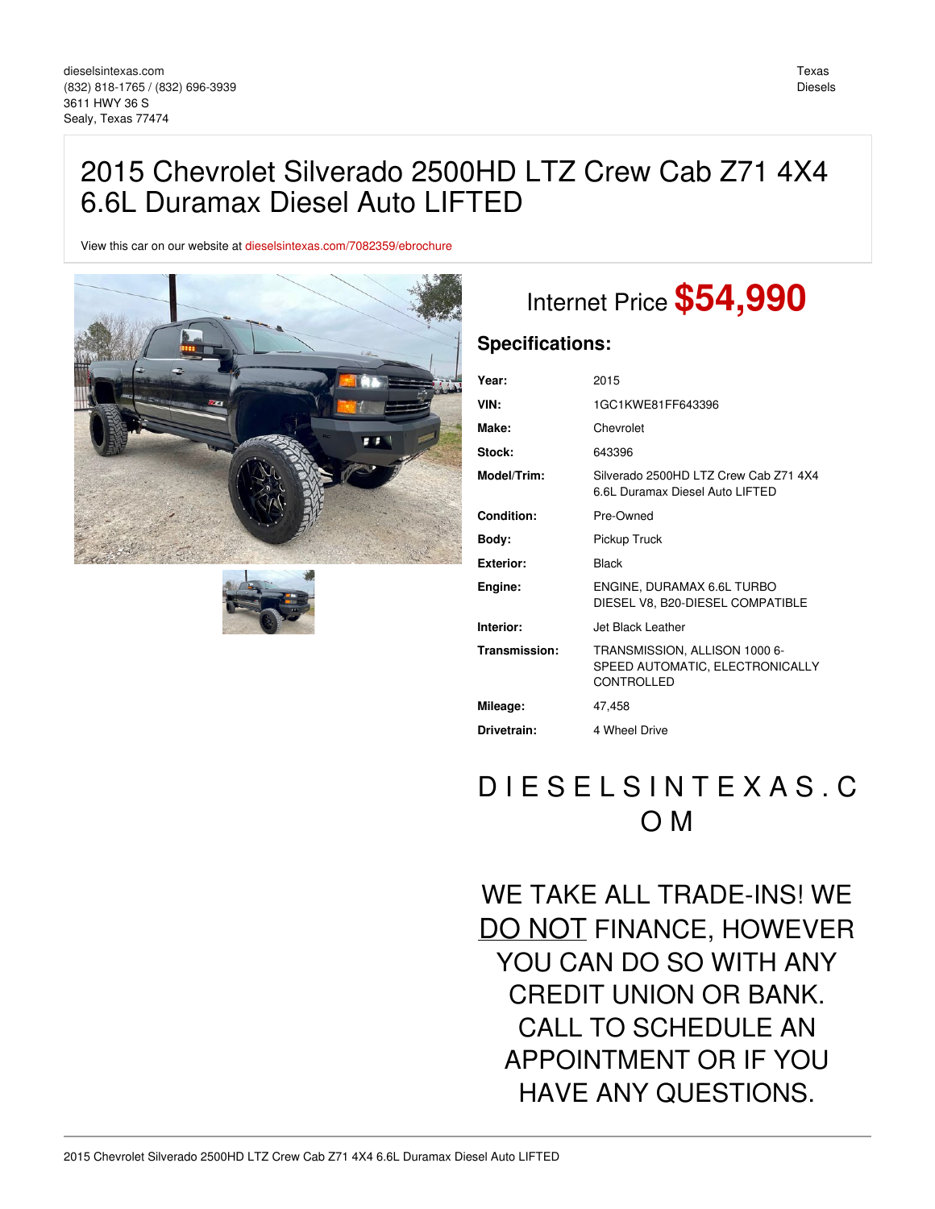dieselsintexas.com
(832) 818-1765 / (832) 696-3939
3611 HWY 36 S
Sealy, Texas 77474

Texas Diesels

# 2015 Chevrolet Silverado 2500HD LTZ Crew Cab Z71 4X4 6.6L Duramax Diesel Auto LIFTED

View this car on our website at dieselsintexas.com/7082359/ebrochure

Internet Price **$54,990**

## Specifications:

| | |
|---|---|
| **Year:** | 2015 |
| **VIN:** | 1GC1KWE81FF643396 |
| **Make:** | Chevrolet |
| **Stock:** | 643396 |
| **Model/Trim:** | Silverado 2500HD LTZ Crew Cab Z71 4X4 6.6L Duramax Diesel Auto LIFTED |
| **Condition:** | Pre-Owned |
| **Body:** | Pickup Truck |
| **Exterior:** | Black |
| **Engine:** | ENGINE, DURAMAX 6.6L TURBO DIESEL V8, B20-DIESEL COMPATIBLE |
| **Interior:** | Jet Black Leather |
| **Transmission:** | TRANSMISSION, ALLISON 1000 6-SPEED AUTOMATIC, ELECTRONICALLY CONTROLLED |
| **Mileage:** | 47,458 |
| **Drivetrain:** | 4 Wheel Drive |

D I E S E L S I N T E X A S . C O M

WE TAKE ALL TRADE-INS! WE DO NOT FINANCE, HOWEVER YOU CAN DO SO WITH ANY CREDIT UNION OR BANK. CALL TO SCHEDULE AN APPOINTMENT OR IF YOU HAVE ANY QUESTIONS.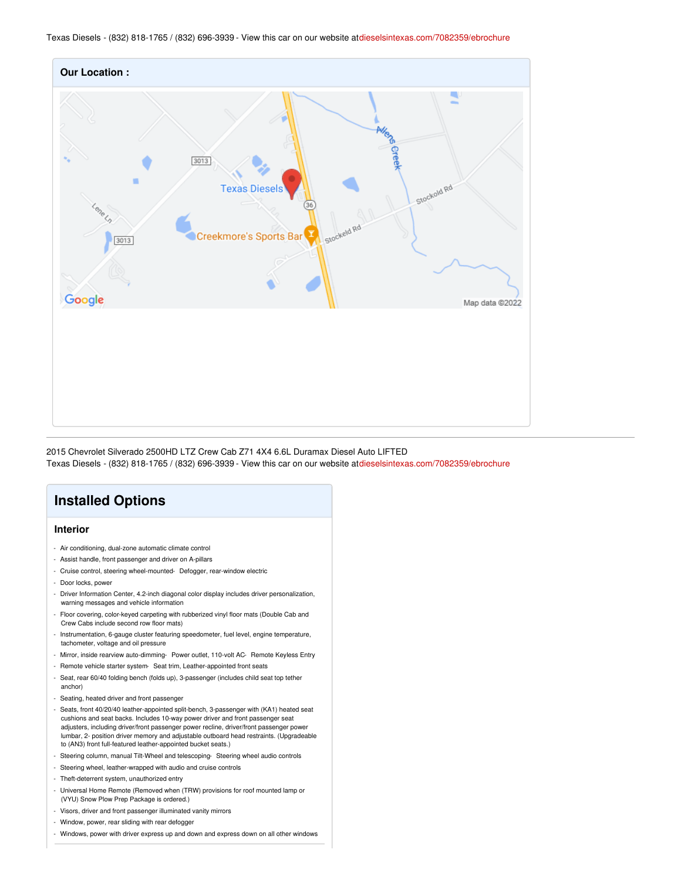Texas Diesels - (832) 818-1765 / (832) 696-3939 - View this car on our website at dieselsintexas.com/7082359/ebrochure

**Our Location :**

---

2015 Chevrolet Silverado 2500HD LTZ Crew Cab Z71 4X4 6.6L Duramax Diesel Auto LIFTED
Texas Diesels - (832) 818-1765 / (832) 696-3939 - View this car on our website at dieselsintexas.com/7082359/ebrochure

## Installed Options

### Interior

- Air conditioning, dual-zone automatic climate control
- Assist handle, front passenger and driver on A-pillars
- Cruise control, steering wheel-mounted
- Defogger, rear-window electric
- Door locks, power
- Driver Information Center, 4.2-inch diagonal color display includes driver personalization, warning messages and vehicle information
- Floor covering, color-keyed carpeting with rubberized vinyl floor mats (Double Cab and Crew Cabs include second row floor mats)
- Instrumentation, 6-gauge cluster featuring speedometer, fuel level, engine temperature, tachometer, voltage and oil pressure
- Mirror, inside rearview auto-dimming
- Power outlet, 110-volt AC
- Remote Keyless Entry
- Remote vehicle starter system
- Seat trim, Leather-appointed front seats
- Seat, rear 60/40 folding bench (folds up), 3-passenger (includes child seat top tether anchor)
- Seating, heated driver and front passenger
- Seats, front 40/20/40 leather-appointed split-bench, 3-passenger with (KA1) heated seat cushions and seat backs. Includes 10-way power driver and front passenger seat adjusters, including driver/front passenger power recline, driver/front passenger power lumbar, 2- position driver memory and adjustable outboard head restraints. (Upgradeable to (AN3) front full-featured leather-appointed bucket seats.)
- Steering column, manual Tilt-Wheel and telescoping
- Steering wheel audio controls
- Steering wheel, leather-wrapped with audio and cruise controls
- Theft-deterrent system, unauthorized entry
- Universal Home Remote (Removed when (TRW) provisions for roof mounted lamp or (VYU) Snow Plow Prep Package is ordered.)
- Visors, driver and front passenger illuminated vanity mirrors
- Window, power, rear sliding with rear defogger
- Windows, power with driver express up and down and express down on all other windows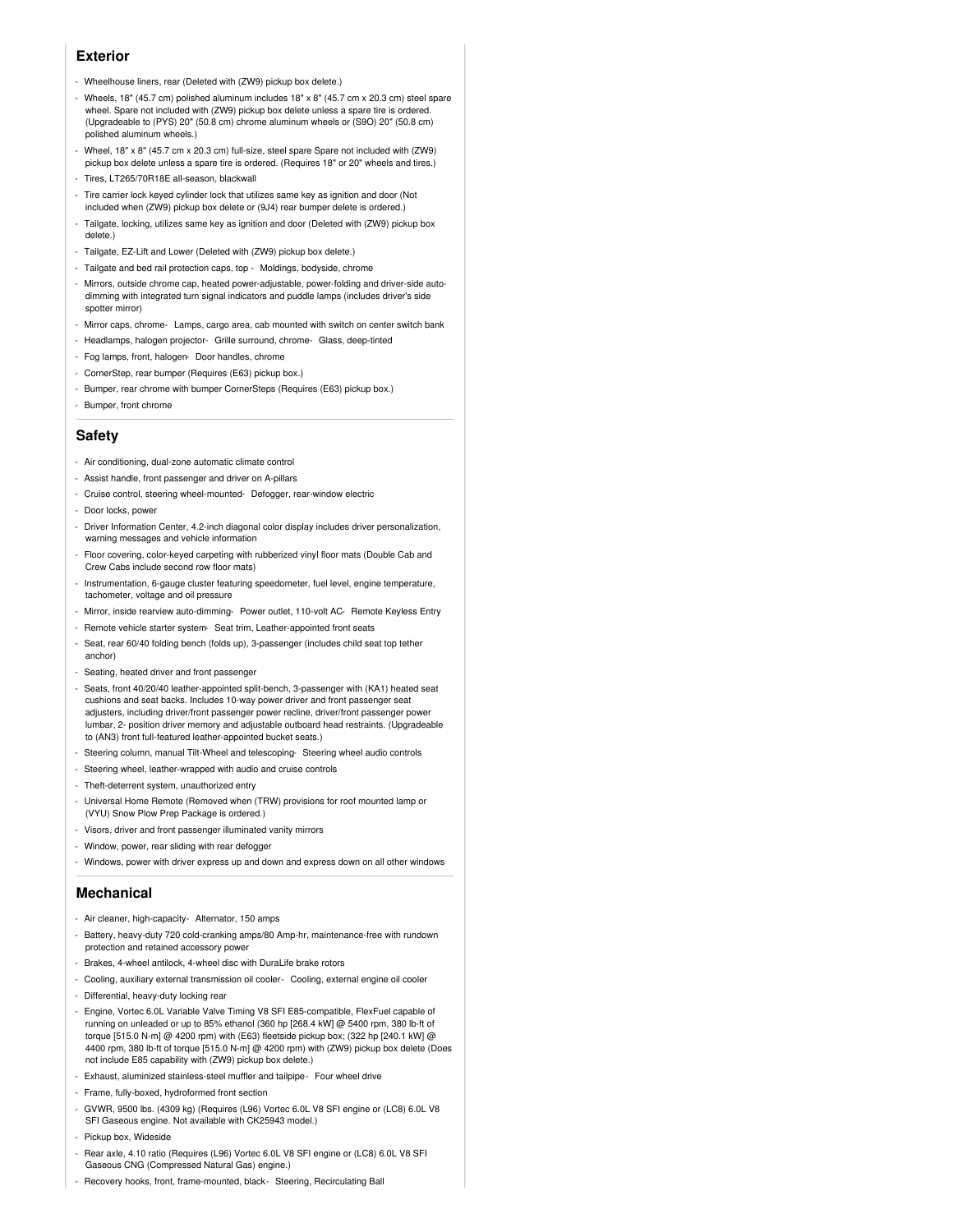## Exterior

- Wheelhouse liners, rear (Deleted with (ZW9) pickup box delete.)
- Wheels, 18" (45.7 cm) polished aluminum includes 18" x 8" (45.7 cm x 20.3 cm) steel spare wheel. Spare not included with (ZW9) pickup box delete unless a spare tire is ordered. (Upgradeable to (PYS) 20" (50.8 cm) chrome aluminum wheels or (S9O) 20" (50.8 cm) polished aluminum wheels.)
- Wheel, 18" x 8" (45.7 cm x 20.3 cm) full-size, steel spare Spare not included with (ZW9) pickup box delete unless a spare tire is ordered. (Requires 18" or 20" wheels and tires.)
- Tires, LT265/70R18E all-season, blackwall
- Tire carrier lock keyed cylinder lock that utilizes same key as ignition and door (Not included when (ZW9) pickup box delete or (9J4) rear bumper delete is ordered.)
- Tailgate, locking, utilizes same key as ignition and door (Deleted with (ZW9) pickup box delete.)
- Tailgate, EZ-Lift and Lower (Deleted with (ZW9) pickup box delete.)
- Tailgate and bed rail protection caps, top - Moldings, bodyside, chrome
- Mirrors, outside chrome cap, heated power-adjustable, power-folding and driver-side auto-dimming with integrated turn signal indicators and puddle lamps (includes driver's side spotter mirror)
- Mirror caps, chrome- Lamps, cargo area, cab mounted with switch on center switch bank
- Headlamps, halogen projector- Grille surround, chrome- Glass, deep-tinted
- Fog lamps, front, halogen- Door handles, chrome
- CornerStep, rear bumper (Requires (E63) pickup box.)
- Bumper, rear chrome with bumper CornerSteps (Requires (E63) pickup box.)
- Bumper, front chrome

## Safety

- Air conditioning, dual-zone automatic climate control
- Assist handle, front passenger and driver on A-pillars
- Cruise control, steering wheel-mounted- Defogger, rear-window electric
- Door locks, power
- Driver Information Center, 4.2-inch diagonal color display includes driver personalization, warning messages and vehicle information
- Floor covering, color-keyed carpeting with rubberized vinyl floor mats (Double Cab and Crew Cabs include second row floor mats)
- Instrumentation, 6-gauge cluster featuring speedometer, fuel level, engine temperature, tachometer, voltage and oil pressure
- Mirror, inside rearview auto-dimming- Power outlet, 110-volt AC- Remote Keyless Entry
- Remote vehicle starter system- Seat trim, Leather-appointed front seats
- Seat, rear 60/40 folding bench (folds up), 3-passenger (includes child seat top tether anchor)
- Seating, heated driver and front passenger
- Seats, front 40/20/40 leather-appointed split-bench, 3-passenger with (KA1) heated seat cushions and seat backs. Includes 10-way power driver and front passenger seat adjusters, including driver/front passenger power recline, driver/front passenger power lumbar, 2- position driver memory and adjustable outboard head restraints. (Upgradeable to (AN3) front full-featured leather-appointed bucket seats.)
- Steering column, manual Tilt-Wheel and telescoping- Steering wheel audio controls
- Steering wheel, leather-wrapped with audio and cruise controls
- Theft-deterrent system, unauthorized entry
- Universal Home Remote (Removed when (TRW) provisions for roof mounted lamp or (VYU) Snow Plow Prep Package is ordered.)
- Visors, driver and front passenger illuminated vanity mirrors
- Window, power, rear sliding with rear defogger
- Windows, power with driver express up and down and express down on all other windows

## Mechanical

- Air cleaner, high-capacity- Alternator, 150 amps
- Battery, heavy-duty 720 cold-cranking amps/80 Amp-hr, maintenance-free with rundown protection and retained accessory power
- Brakes, 4-wheel antilock, 4-wheel disc with DuraLife brake rotors
- Cooling, auxiliary external transmission oil cooler- Cooling, external engine oil cooler
- Differential, heavy-duty locking rear
- Engine, Vortec 6.0L Variable Valve Timing V8 SFI E85-compatible, FlexFuel capable of running on unleaded or up to 85% ethanol (360 hp [268.4 kW] @ 5400 rpm, 380 lb-ft of torque [515.0 N-m] @ 4200 rpm) with (E63) fleetside pickup box; (322 hp [240.1 kW] @ 4400 rpm, 380 lb-ft of torque [515.0 N-m] @ 4200 rpm) with (ZW9) pickup box delete (Does not include E85 capability with (ZW9) pickup box delete.)
- Exhaust, aluminized stainless-steel muffler and tailpipe- Four wheel drive
- Frame, fully-boxed, hydroformed front section
- GVWR, 9500 lbs. (4309 kg) (Requires (L96) Vortec 6.0L V8 SFI engine or (LC8) 6.0L V8 SFI Gaseous engine. Not available with CK25943 model.)
- Pickup box, Wideside
- Rear axle, 4.10 ratio (Requires (L96) Vortec 6.0L V8 SFI engine or (LC8) 6.0L V8 SFI Gaseous CNG (Compressed Natural Gas) engine.)
- Recovery hooks, front, frame-mounted, black- Steering, Recirculating Ball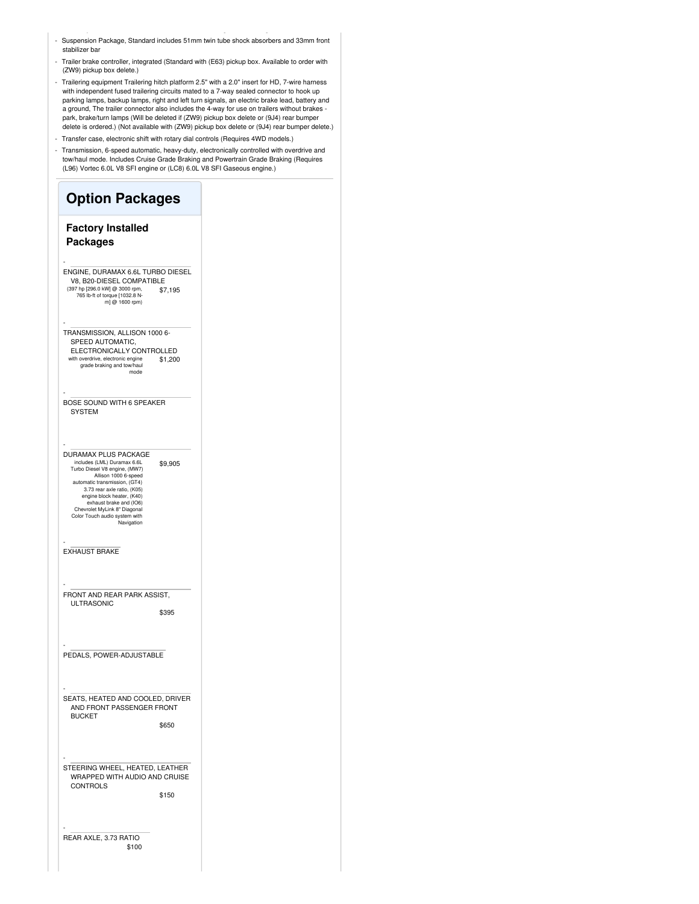- Suspension Package, Standard includes 51mm twin tube shock absorbers and 33mm front stabilizer bar
- Trailer brake controller, integrated (Standard with (E63) pickup box. Available to order with (ZW9) pickup box delete.)
- Trailering equipment Trailering hitch platform 2.5" with a 2.0" insert for HD, 7-wire harness with independent fused trailering circuits mated to a 7-way sealed connector to hook up parking lamps, backup lamps, right and left turn signals, an electric brake lead, battery and a ground, The trailer connector also includes the 4-way for use on trailers without brakes - park, brake/turn lamps (Will be deleted if (ZW9) pickup box delete or (9J4) rear bumper delete is ordered.) (Not available with (ZW9) pickup box delete or (9J4) rear bumper delete.)
- Transfer case, electronic shift with rotary dial controls (Requires 4WD models.)
- Transmission, 6-speed automatic, heavy-duty, electronically controlled with overdrive and tow/haul mode. Includes Cruise Grade Braking and Powertrain Grade Braking (Requires (L96) Vortec 6.0L V8 SFI engine or (LC8) 6.0L V8 SFI Gaseous engine.)

# Option Packages

## Factory Installed Packages

- ENGINE, DURAMAX 6.6L TURBO DIESEL V8, B20-DIESEL COMPATIBLE
  (397 hp [296.0 kW] @ 3000 rpm, 765 lb-ft of torque [1032.8 N-m] @ 1600 rpm) — $7,195

- TRANSMISSION, ALLISON 1000 6-SPEED AUTOMATIC, ELECTRONICALLY CONTROLLED
  with overdrive, electronic engine grade braking and tow/haul mode — $1,200

- BOSE SOUND WITH 6 SPEAKER SYSTEM

- DURAMAX PLUS PACKAGE
  includes (LML) Duramax 6.6L Turbo Diesel V8 engine, (MW7) Allison 1000 6-speed automatic transmission, (GT4) 3.73 rear axle ratio, (K05) engine block heater, (K40) exhaust brake and (IO6) Chevrolet MyLink 8" Diagonal Color Touch audio system with Navigation — $9,905

- EXHAUST BRAKE

- FRONT AND REAR PARK ASSIST, ULTRASONIC — $395

- PEDALS, POWER-ADJUSTABLE

- SEATS, HEATED AND COOLED, DRIVER AND FRONT PASSENGER FRONT BUCKET — $650

- STEERING WHEEL, HEATED, LEATHER WRAPPED WITH AUDIO AND CRUISE CONTROLS — $150

- REAR AXLE, 3.73 RATIO — $100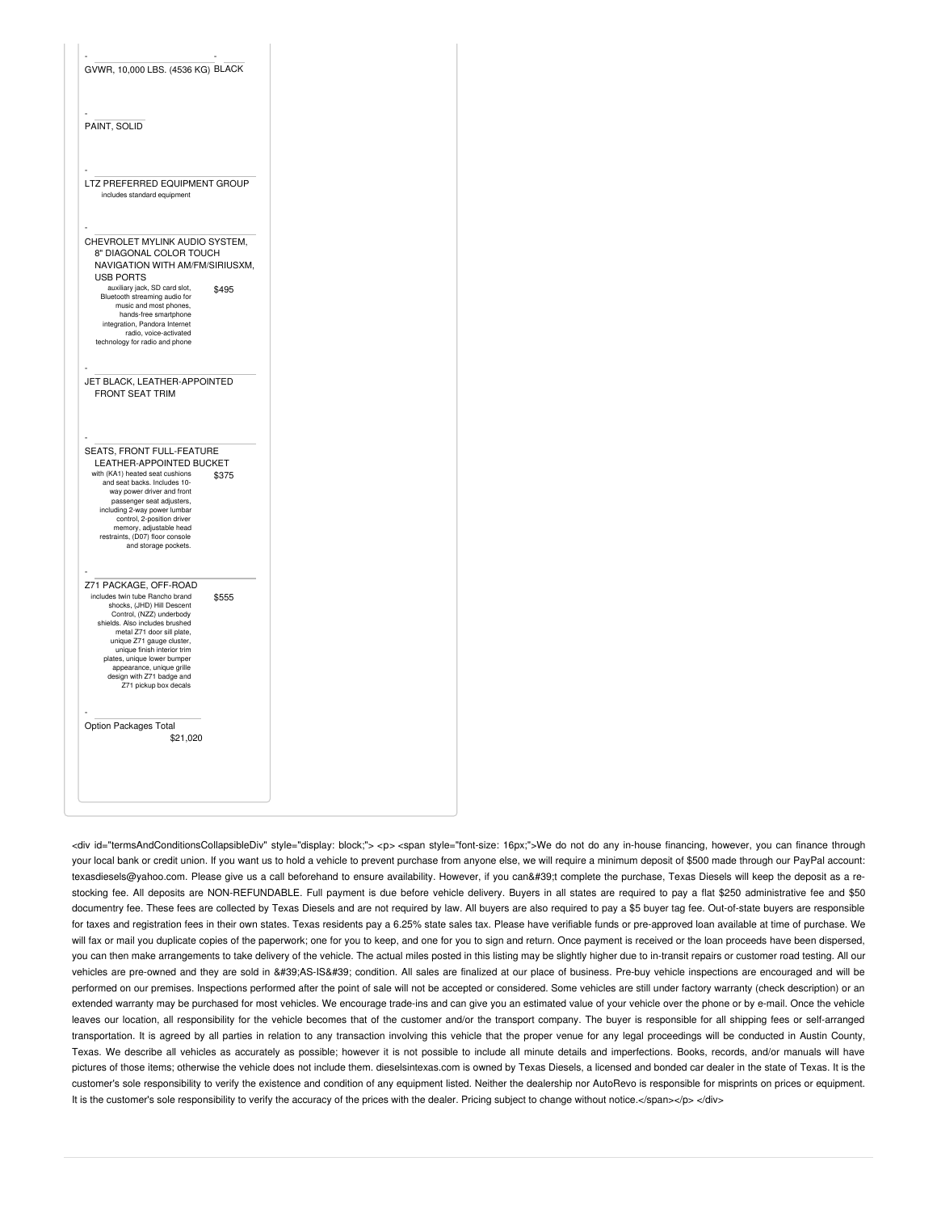- 

GVWR, 10,000 LBS. (4536 KG) BLACK

- 

PAINT, SOLID

- 

LTZ PREFERRED EQUIPMENT GROUP
includes standard equipment

- 

CHEVROLET MYLINK AUDIO SYSTEM, 8" DIAGONAL COLOR TOUCH NAVIGATION WITH AM/FM/SIRIUSXM, USB PORTS
auxiliary jack, SD card slot, Bluetooth streaming audio for music and most phones, hands-free smartphone integration, Pandora Internet radio, voice-activated technology for radio and phone — $495

- 

JET BLACK, LEATHER-APPOINTED FRONT SEAT TRIM

- 

SEATS, FRONT FULL-FEATURE LEATHER-APPOINTED BUCKET
with (KA1) heated seat cushions and seat backs. Includes 10-way power driver and front passenger seat adjusters, including 2-way power lumbar control, 2-position driver memory, adjustable head restraints, (D07) floor console and storage pockets. — $375

- 

Z71 PACKAGE, OFF-ROAD
includes twin tube Rancho brand shocks, (JHD) Hill Descent Control, (NZZ) underbody shields. Also includes brushed metal Z71 door sill plate, unique Z71 gauge cluster, unique finish interior trim plates, unique lower bumper appearance, unique grille design with Z71 badge and Z71 pickup box decals — $555

- 

Option Packages Total
$21,020

<div id="termsAndConditionsCollapsibleDiv" style="display: block;"> <p> <span style="font-size: 16px;">We do not do any in-house financing, however, you can finance through your local bank or credit union. If you want us to hold a vehicle to prevent purchase from anyone else, we will require a minimum deposit of $500 made through our PayPal account: texasdiesels@yahoo.com. Please give us a call beforehand to ensure availability. However, if you can&#39;t complete the purchase, Texas Diesels will keep the deposit as a re-stocking fee. All deposits are NON-REFUNDABLE. Full payment is due before vehicle delivery. Buyers in all states are required to pay a flat $250 administrative fee and $50 documentry fee. These fees are collected by Texas Diesels and are not required by law. All buyers are also required to pay a $5 buyer tag fee. Out-of-state buyers are responsible for taxes and registration fees in their own states. Texas residents pay a 6.25% state sales tax. Please have verifiable funds or pre-approved loan available at time of purchase. We will fax or mail you duplicate copies of the paperwork; one for you to keep, and one for you to sign and return. Once payment is received or the loan proceeds have been dispersed, you can then make arrangements to take delivery of the vehicle. The actual miles posted in this listing may be slightly higher due to in-transit repairs or customer road testing. All our vehicles are pre-owned and they are sold in &#39;AS-IS&#39; condition. All sales are finalized at our place of business. Pre-buy vehicle inspections are encouraged and will be performed on our premises. Inspections performed after the point of sale will not be accepted or considered. Some vehicles are still under factory warranty (check description) or an extended warranty may be purchased for most vehicles. We encourage trade-ins and can give you an estimated value of your vehicle over the phone or by e-mail. Once the vehicle leaves our location, all responsibility for the vehicle becomes that of the customer and/or the transport company. The buyer is responsible for all shipping fees or self-arranged transportation. It is agreed by all parties in relation to any transaction involving this vehicle that the proper venue for any legal proceedings will be conducted in Austin County, Texas. We describe all vehicles as accurately as possible; however it is not possible to include all minute details and imperfections. Books, records, and/or manuals will have pictures of those items; otherwise the vehicle does not include them. dieselsintexas.com is owned by Texas Diesels, a licensed and bonded car dealer in the state of Texas. It is the customer's sole responsibility to verify the existence and condition of any equipment listed. Neither the dealership nor AutoRevo is responsible for misprints on prices or equipment. It is the customer's sole responsibility to verify the accuracy of the prices with the dealer. Pricing subject to change without notice.</span></p> </div>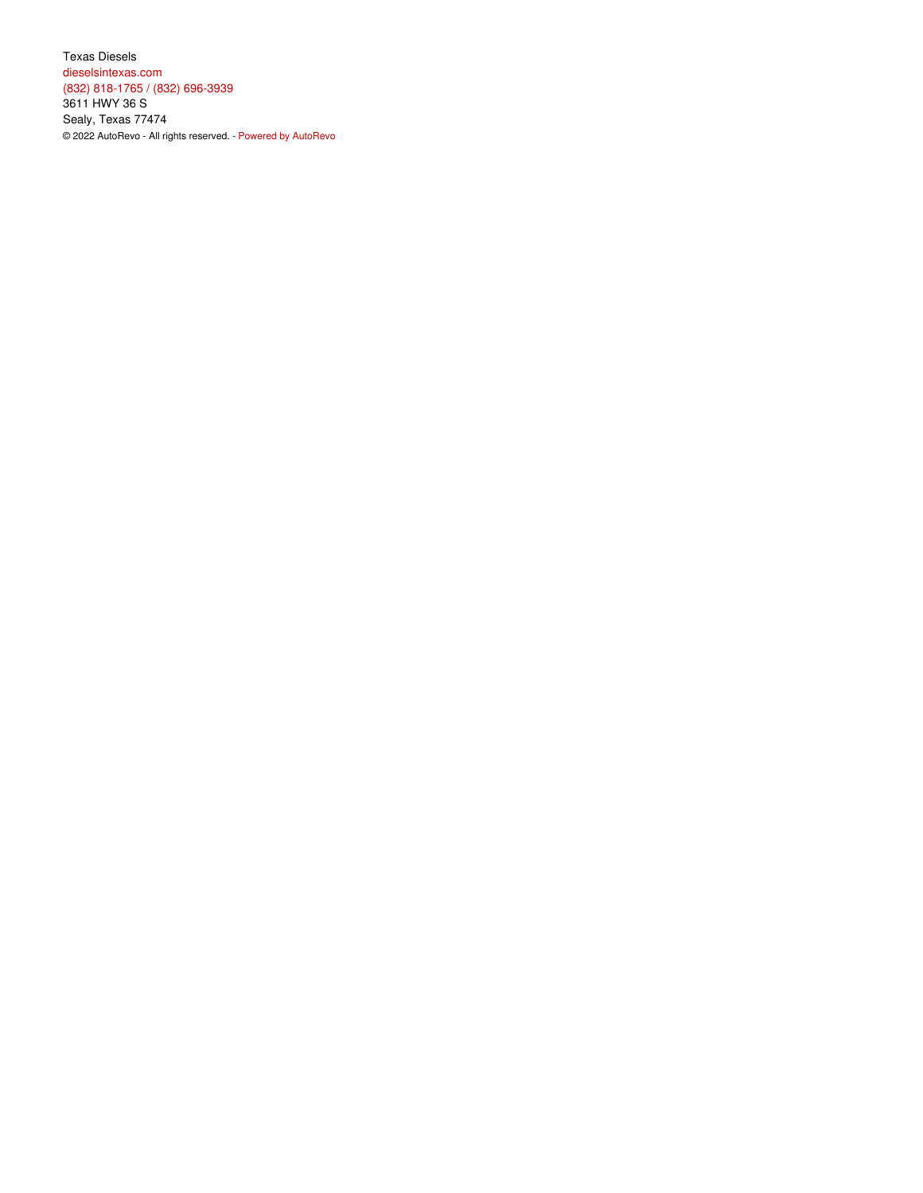Texas Diesels
dieselsintexas.com
(832) 818-1765 / (832) 696-3939
3611 HWY 36 S
Sealy, Texas 77474
© 2022 AutoRevo - All rights reserved. - Powered by AutoRevo